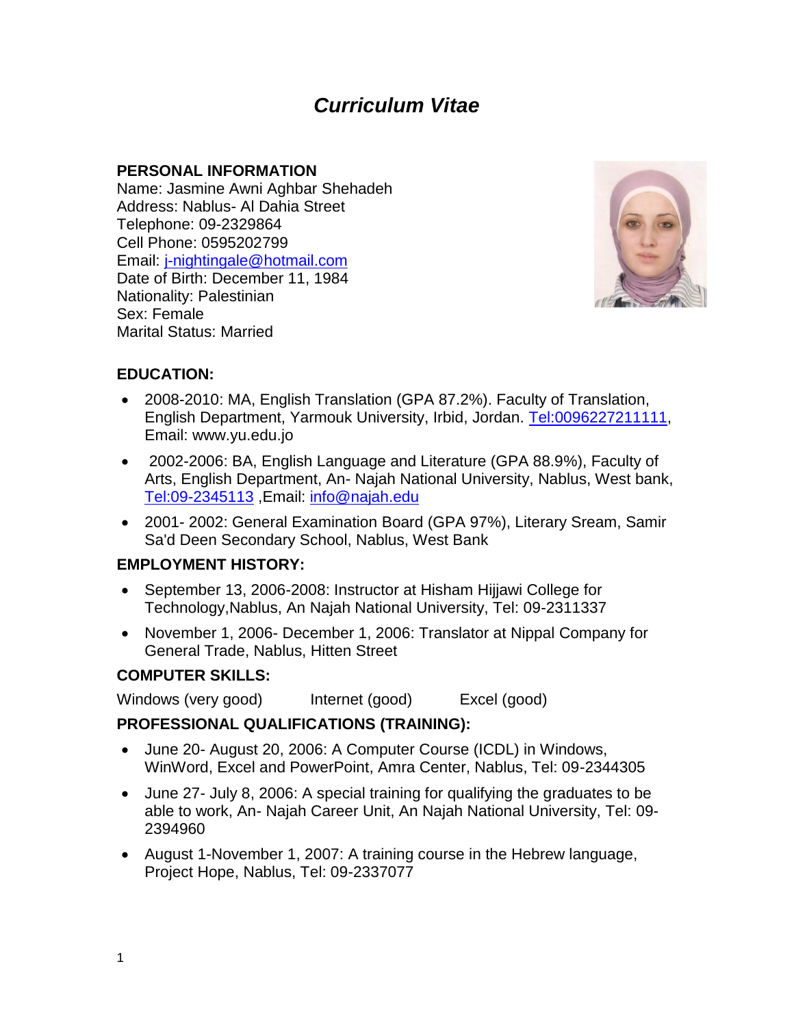# *Curriculum Vitae*

**PERSONAL INFORMATION**

Name: Jasmine Awni Aghbar Shehadeh
Address: Nablus- Al Dahia Street
Telephone: 09-2329864
Cell Phone: 0595202799
Email: j-nightingale@hotmail.com
Date of Birth: December 11, 1984
Nationality: Palestinian
Sex: Female
Marital Status: Married

**EDUCATION:**

- 2008-2010: MA, English Translation (GPA 87.2%). Faculty of Translation, English Department, Yarmouk University, Irbid, Jordan. Tel:0096227211111, Email: www.yu.edu.jo
- 2002-2006: BA, English Language and Literature (GPA 88.9%), Faculty of Arts, English Department, An- Najah National University, Nablus, West bank, Tel:09-2345113 ,Email: info@najah.edu
- 2001- 2002: General Examination Board (GPA 97%), Literary Sream, Samir Sa'd Deen Secondary School, Nablus, West Bank

**EMPLOYMENT HISTORY:**

- September 13, 2006-2008: Instructor at Hisham Hijjawi College for Technology,Nablus, An Najah National University, Tel: 09-2311337
- November 1, 2006- December 1, 2006: Translator at Nippal Company for General Trade, Nablus, Hitten Street

**COMPUTER SKILLS:**

Windows (very good) Internet (good) Excel (good)

**PROFESSIONAL QUALIFICATIONS (TRAINING):**

- June 20- August 20, 2006: A Computer Course (ICDL) in Windows, WinWord, Excel and PowerPoint, Amra Center, Nablus, Tel: 09-2344305
- June 27- July 8, 2006: A special training for qualifying the graduates to be able to work, An- Najah Career Unit, An Najah National University, Tel: 09-2394960
- August 1-November 1, 2007: A training course in the Hebrew language, Project Hope, Nablus, Tel: 09-2337077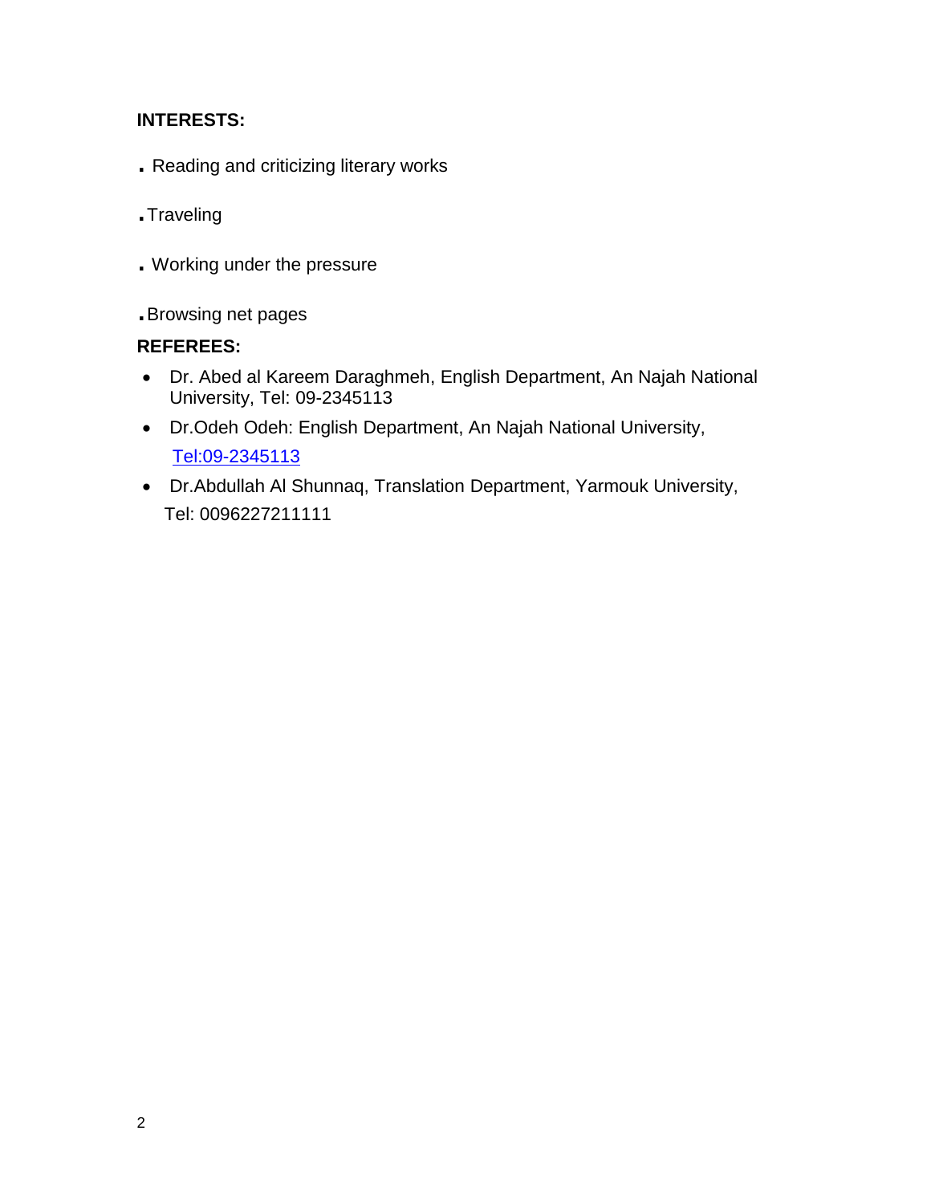**INTERESTS:**

. Reading and criticizing literary works

. Traveling

. Working under the pressure

. Browsing net pages

**REFEREES:**

- Dr. Abed al Kareem Daraghmeh, English Department, An Najah National University, Tel: 09-2345113
- Dr.Odeh Odeh: English Department, An Najah National University, Tel:09-2345113
- Dr.Abdullah Al Shunnaq, Translation Department, Yarmouk University, Tel: 0096227211111